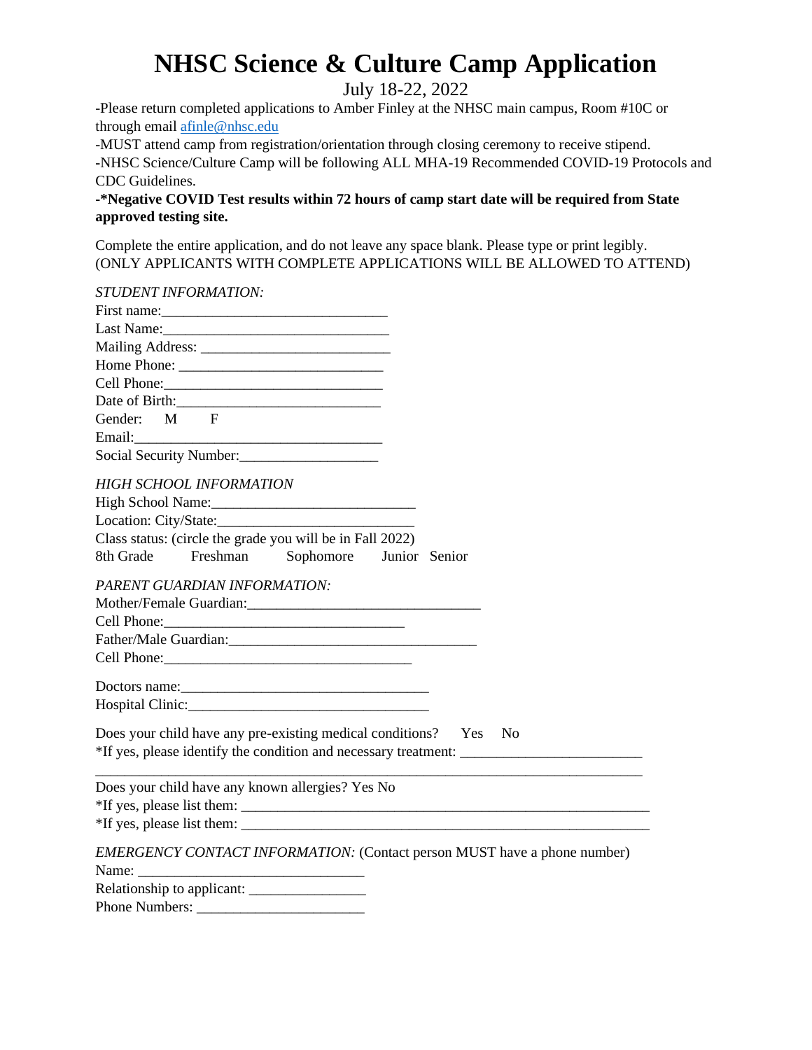# NHSC Science & Culture Camp Application

July 18-22, 2022

-Please return completed applications to Amber Finley at the NHSC main campus, Room #10C or through email afinle@nhsc.edu

-MUST attend camp from registration/orientation through closing ceremony to receive stipend.

-NHSC Science/Culture Camp will be following ALL MHA-19 Recommended COVID-19 Protocols and CDC Guidelines.

**-*Negative COVID Test results within 72 hours of camp start date will be required from State approved testing site.**

Complete the entire application, and do not leave any space blank. Please type or print legibly. (ONLY APPLICANTS WITH COMPLETE APPLICATIONS WILL BE ALLOWED TO ATTEND)

*STUDENT INFORMATION:*

First name:_______________________________

Last Name:_______________________________

Mailing Address: _________________________

Home Phone: ____________________________

Cell Phone:______________________________

Date of Birth:____________________________

Gender: M F

Email:___________________________________

Social Security Number:___________________

*HIGH SCHOOL INFORMATION*

High School Name:____________________________

Location: City/State:___________________________

Class status: (circle the grade you will be in Fall 2022)

8th Grade Freshman Sophomore Junior Senior

*PARENT GUARDIAN INFORMATION:*

Mother/Female Guardian:_________________________________

Cell Phone:_________________________________

Father/Male Guardian:__________________________________

Cell Phone:__________________________________

Doctors name:__________________________________

Hospital Clinic:_________________________________

Does your child have any pre-existing medical conditions? Yes No

*If yes, please identify the condition and necessary treatment: _________________________

_________________________________________________________________________

Does your child have any known allergies? Yes No

*If yes, please list them: ___________________________________________________________

*If yes, please list them: ___________________________________________________________

*EMERGENCY CONTACT INFORMATION:* (Contact person MUST have a phone number)

Name: ________________________________

Relationship to applicant: ________________

Phone Numbers: ________________________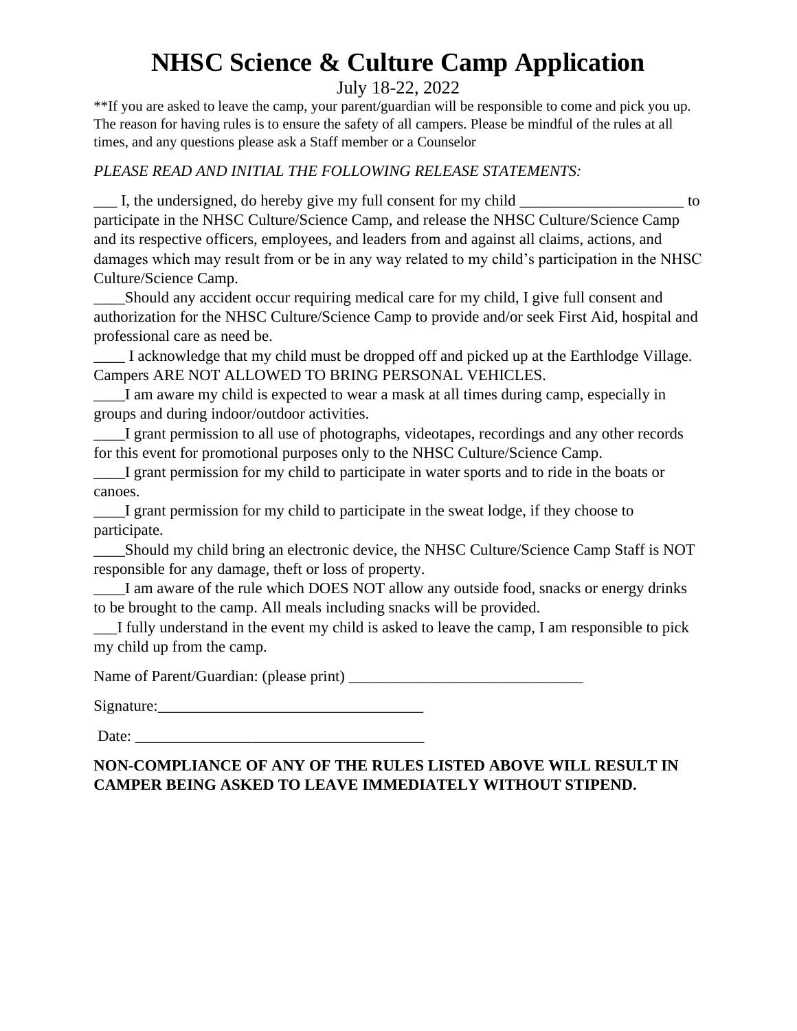# NHSC Science & Culture Camp Application

July 18-22, 2022

**If you are asked to leave the camp, your parent/guardian will be responsible to come and pick you up. The reason for having rules is to ensure the safety of all campers. Please be mindful of the rules at all times, and any questions please ask a Staff member or a Counselor

*PLEASE READ AND INITIAL THE FOLLOWING RELEASE STATEMENTS:*

___ I, the undersigned, do hereby give my full consent for my child _____________________ to participate in the NHSC Culture/Science Camp, and release the NHSC Culture/Science Camp and its respective officers, employees, and leaders from and against all claims, actions, and damages which may result from or be in any way related to my child's participation in the NHSC Culture/Science Camp.

____Should any accident occur requiring medical care for my child, I give full consent and authorization for the NHSC Culture/Science Camp to provide and/or seek First Aid, hospital and professional care as need be.

____ I acknowledge that my child must be dropped off and picked up at the Earthlodge Village. Campers ARE NOT ALLOWED TO BRING PERSONAL VEHICLES.

____I am aware my child is expected to wear a mask at all times during camp, especially in groups and during indoor/outdoor activities.

____I grant permission to all use of photographs, videotapes, recordings and any other records for this event for promotional purposes only to the NHSC Culture/Science Camp.

____I grant permission for my child to participate in water sports and to ride in the boats or canoes.

____I grant permission for my child to participate in the sweat lodge, if they choose to participate.

____Should my child bring an electronic device, the NHSC Culture/Science Camp Staff is NOT responsible for any damage, theft or loss of property.

____I am aware of the rule which DOES NOT allow any outside food, snacks or energy drinks to be brought to the camp. All meals including snacks will be provided.

___I fully understand in the event my child is asked to leave the camp, I am responsible to pick my child up from the camp.

Name of Parent/Guardian: (please print) ______________________________

Signature:__________________________________

Date: _____________________________________

**NON-COMPLIANCE OF ANY OF THE RULES LISTED ABOVE WILL RESULT IN CAMPER BEING ASKED TO LEAVE IMMEDIATELY WITHOUT STIPEND.**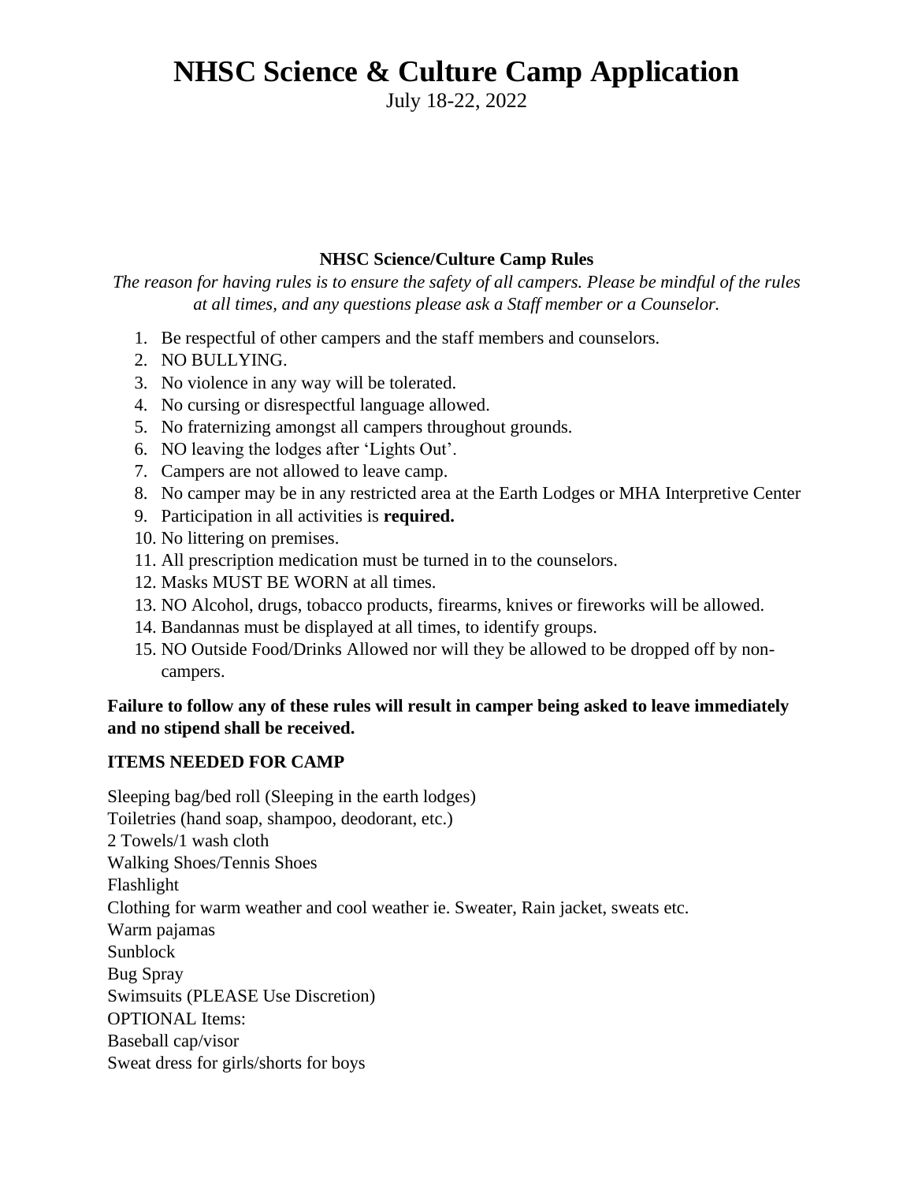# NHSC Science & Culture Camp Application

July 18-22, 2022

### NHSC Science/Culture Camp Rules

*The reason for having rules is to ensure the safety of all campers. Please be mindful of the rules at all times, and any questions please ask a Staff member or a Counselor.*

1. Be respectful of other campers and the staff members and counselors.
2. NO BULLYING.
3. No violence in any way will be tolerated.
4. No cursing or disrespectful language allowed.
5. No fraternizing amongst all campers throughout grounds.
6. NO leaving the lodges after 'Lights Out'.
7. Campers are not allowed to leave camp.
8. No camper may be in any restricted area at the Earth Lodges or MHA Interpretive Center
9. Participation in all activities is **required.**
10. No littering on premises.
11. All prescription medication must be turned in to the counselors.
12. Masks MUST BE WORN at all times.
13. NO Alcohol, drugs, tobacco products, firearms, knives or fireworks will be allowed.
14. Bandannas must be displayed at all times, to identify groups.
15. NO Outside Food/Drinks Allowed nor will they be allowed to be dropped off by non-campers.

**Failure to follow any of these rules will result in camper being asked to leave immediately and no stipend shall be received.**

**ITEMS NEEDED FOR CAMP**

Sleeping bag/bed roll (Sleeping in the earth lodges)
Toiletries (hand soap, shampoo, deodorant, etc.)
2 Towels/1 wash cloth
Walking Shoes/Tennis Shoes
Flashlight
Clothing for warm weather and cool weather ie. Sweater, Rain jacket, sweats etc.
Warm pajamas
Sunblock
Bug Spray
Swimsuits (PLEASE Use Discretion)
OPTIONAL Items:
Baseball cap/visor
Sweat dress for girls/shorts for boys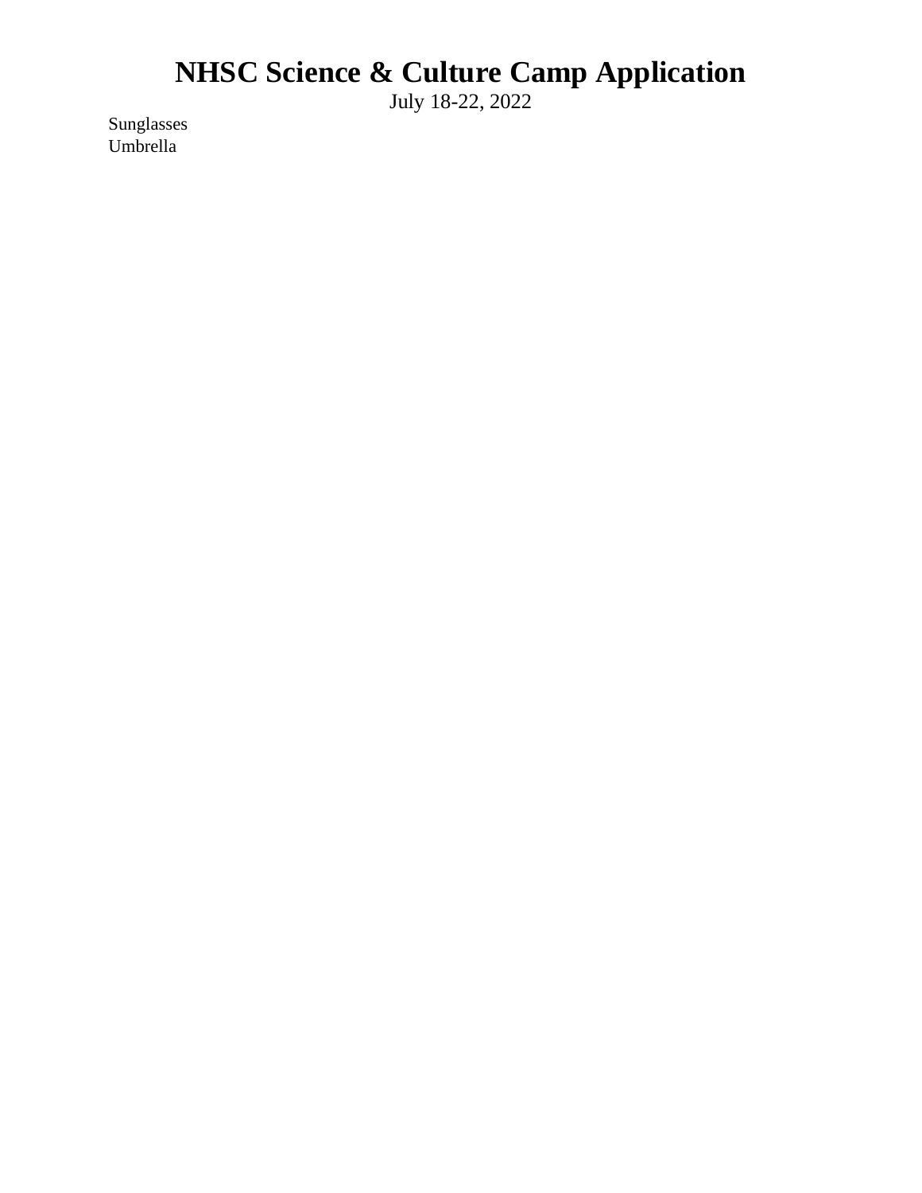Sunglasses
Umbrella